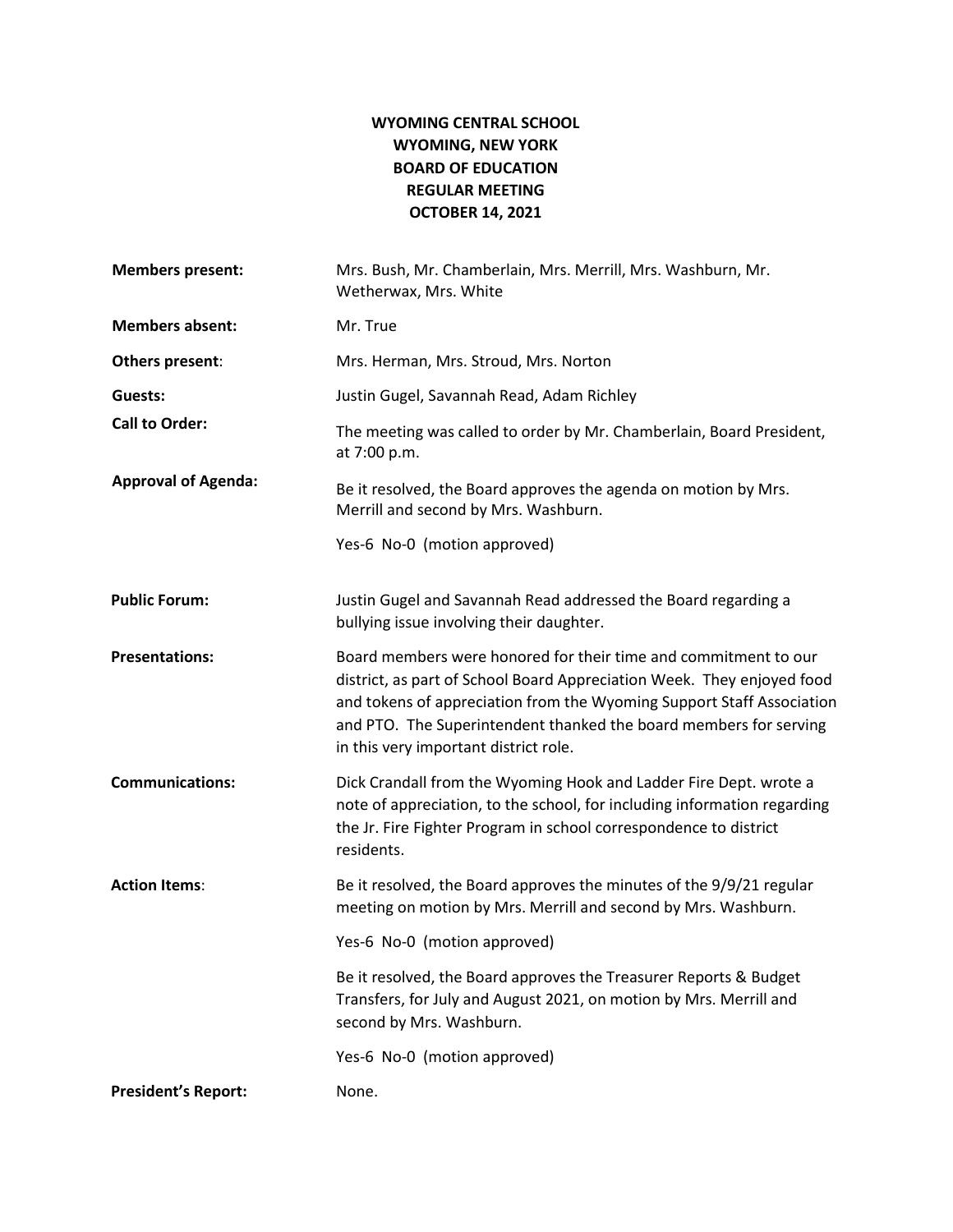# WYOMING CENTRAL SCHOOL
# WYOMING, NEW YORK
# BOARD OF EDUCATION
# REGULAR MEETING
# OCTOBER 14, 2021

**Members present:** Mrs. Bush, Mr. Chamberlain, Mrs. Merrill, Mrs. Washburn, Mr. Wetherwax, Mrs. White

**Members absent:** Mr. True

**Others present**: Mrs. Herman, Mrs. Stroud, Mrs. Norton

**Guests:** Justin Gugel, Savannah Read, Adam Richley

**Call to Order:** The meeting was called to order by Mr. Chamberlain, Board President, at 7:00 p.m.

**Approval of Agenda:** Be it resolved, the Board approves the agenda on motion by Mrs. Merrill and second by Mrs. Washburn.

Yes-6 No-0 (motion approved)

**Public Forum:** Justin Gugel and Savannah Read addressed the Board regarding a bullying issue involving their daughter.

**Presentations:** Board members were honored for their time and commitment to our district, as part of School Board Appreciation Week. They enjoyed food and tokens of appreciation from the Wyoming Support Staff Association and PTO. The Superintendent thanked the board members for serving in this very important district role.

**Communications:** Dick Crandall from the Wyoming Hook and Ladder Fire Dept. wrote a note of appreciation, to the school, for including information regarding the Jr. Fire Fighter Program in school correspondence to district residents.

**Action Items**: Be it resolved, the Board approves the minutes of the 9/9/21 regular meeting on motion by Mrs. Merrill and second by Mrs. Washburn.

Yes-6 No-0 (motion approved)

Be it resolved, the Board approves the Treasurer Reports & Budget Transfers, for July and August 2021, on motion by Mrs. Merrill and second by Mrs. Washburn.

Yes-6 No-0 (motion approved)

**President's Report:** None.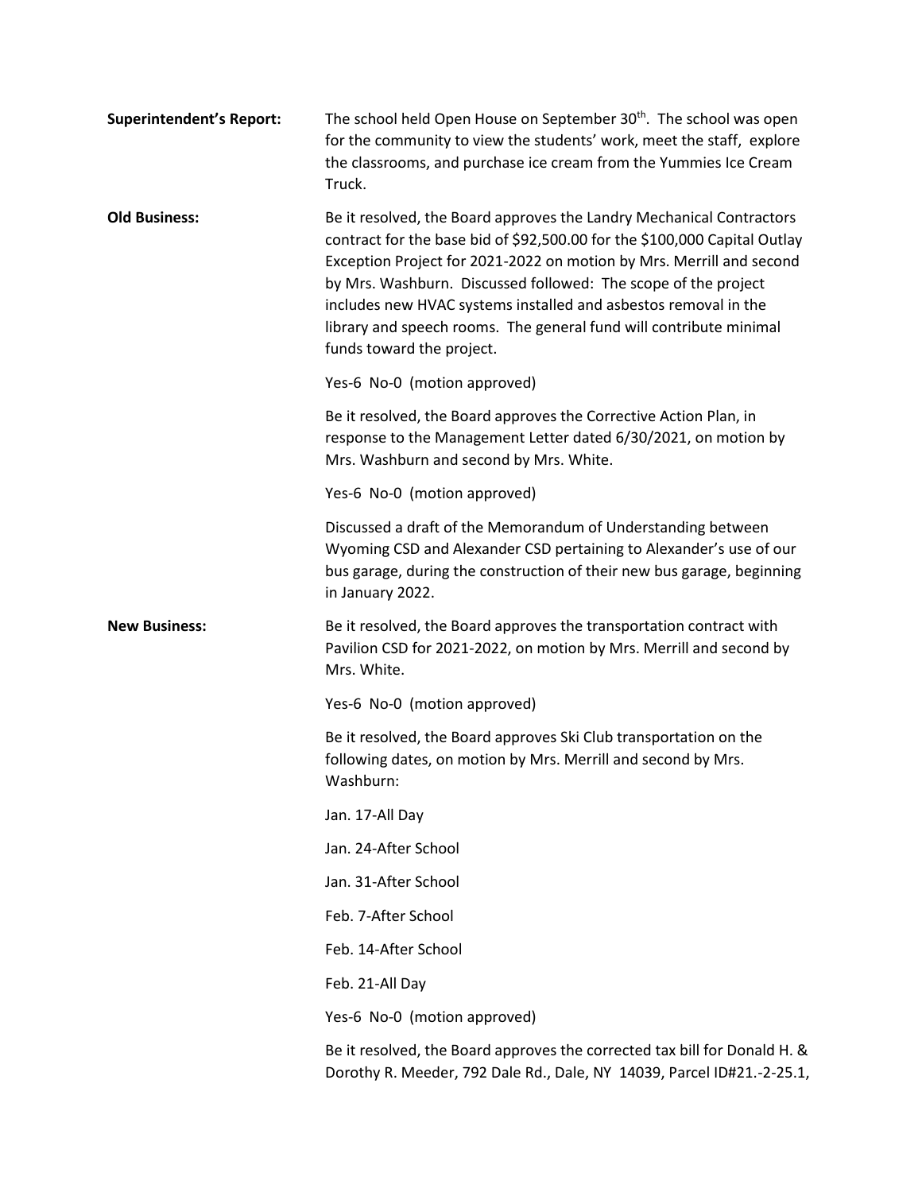**Superintendent's Report:** The school held Open House on September 30th. The school was open for the community to view the students' work, meet the staff, explore the classrooms, and purchase ice cream from the Yummies Ice Cream Truck.

**Old Business:** Be it resolved, the Board approves the Landry Mechanical Contractors contract for the base bid of $92,500.00 for the $100,000 Capital Outlay Exception Project for 2021-2022 on motion by Mrs. Merrill and second by Mrs. Washburn. Discussed followed: The scope of the project includes new HVAC systems installed and asbestos removal in the library and speech rooms. The general fund will contribute minimal funds toward the project.

Yes-6 No-0 (motion approved)

Be it resolved, the Board approves the Corrective Action Plan, in response to the Management Letter dated 6/30/2021, on motion by Mrs. Washburn and second by Mrs. White.

Yes-6 No-0 (motion approved)

Discussed a draft of the Memorandum of Understanding between Wyoming CSD and Alexander CSD pertaining to Alexander's use of our bus garage, during the construction of their new bus garage, beginning in January 2022.

**New Business:** Be it resolved, the Board approves the transportation contract with Pavilion CSD for 2021-2022, on motion by Mrs. Merrill and second by Mrs. White.

Yes-6 No-0 (motion approved)

Be it resolved, the Board approves Ski Club transportation on the following dates, on motion by Mrs. Merrill and second by Mrs. Washburn:

Jan. 17-All Day

Jan. 24-After School

Jan. 31-After School

Feb. 7-After School

Feb. 14-After School

Feb. 21-All Day

Yes-6 No-0 (motion approved)

Be it resolved, the Board approves the corrected tax bill for Donald H. & Dorothy R. Meeder, 792 Dale Rd., Dale, NY 14039, Parcel ID#21.-2-25.1,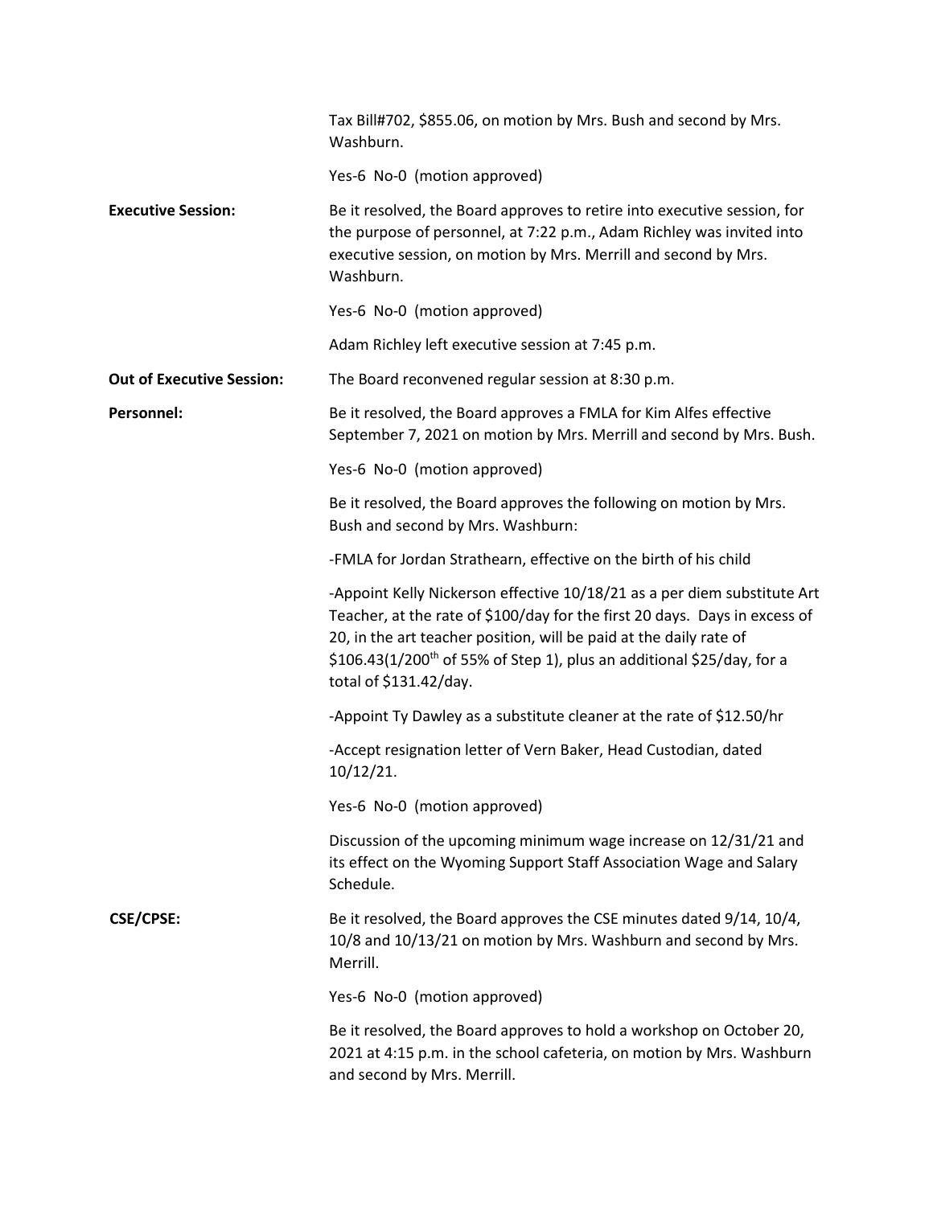Tax Bill#702, $855.06, on motion by Mrs. Bush and second by Mrs. Washburn.

Yes-6 No-0 (motion approved)

**Executive Session:** Be it resolved, the Board approves to retire into executive session, for the purpose of personnel, at 7:22 p.m., Adam Richley was invited into executive session, on motion by Mrs. Merrill and second by Mrs. Washburn.

Yes-6 No-0 (motion approved)

Adam Richley left executive session at 7:45 p.m.

**Out of Executive Session:** The Board reconvened regular session at 8:30 p.m.

**Personnel:** Be it resolved, the Board approves a FMLA for Kim Alfes effective September 7, 2021 on motion by Mrs. Merrill and second by Mrs. Bush.

Yes-6 No-0 (motion approved)

Be it resolved, the Board approves the following on motion by Mrs. Bush and second by Mrs. Washburn:

-FMLA for Jordan Strathearn, effective on the birth of his child

-Appoint Kelly Nickerson effective 10/18/21 as a per diem substitute Art Teacher, at the rate of $100/day for the first 20 days. Days in excess of 20, in the art teacher position, will be paid at the daily rate of $106.43(1/200th of 55% of Step 1), plus an additional $25/day, for a total of $131.42/day.

-Appoint Ty Dawley as a substitute cleaner at the rate of $12.50/hr

-Accept resignation letter of Vern Baker, Head Custodian, dated 10/12/21.

Yes-6 No-0 (motion approved)

Discussion of the upcoming minimum wage increase on 12/31/21 and its effect on the Wyoming Support Staff Association Wage and Salary Schedule.

**CSE/CPSE:** Be it resolved, the Board approves the CSE minutes dated 9/14, 10/4, 10/8 and 10/13/21 on motion by Mrs. Washburn and second by Mrs. Merrill.

Yes-6 No-0 (motion approved)

Be it resolved, the Board approves to hold a workshop on October 20, 2021 at 4:15 p.m. in the school cafeteria, on motion by Mrs. Washburn and second by Mrs. Merrill.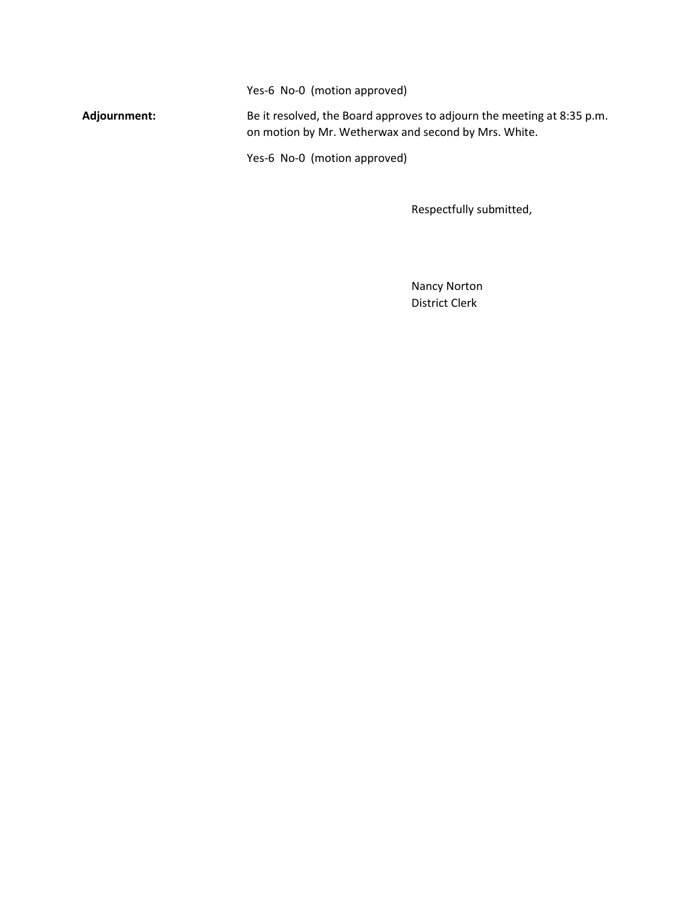Yes-6 No-0 (motion approved)

**Adjournment:** Be it resolved, the Board approves to adjourn the meeting at 8:35 p.m. on motion by Mr. Wetherwax and second by Mrs. White.

Yes-6 No-0 (motion approved)

Respectfully submitted,

Nancy Norton
District Clerk